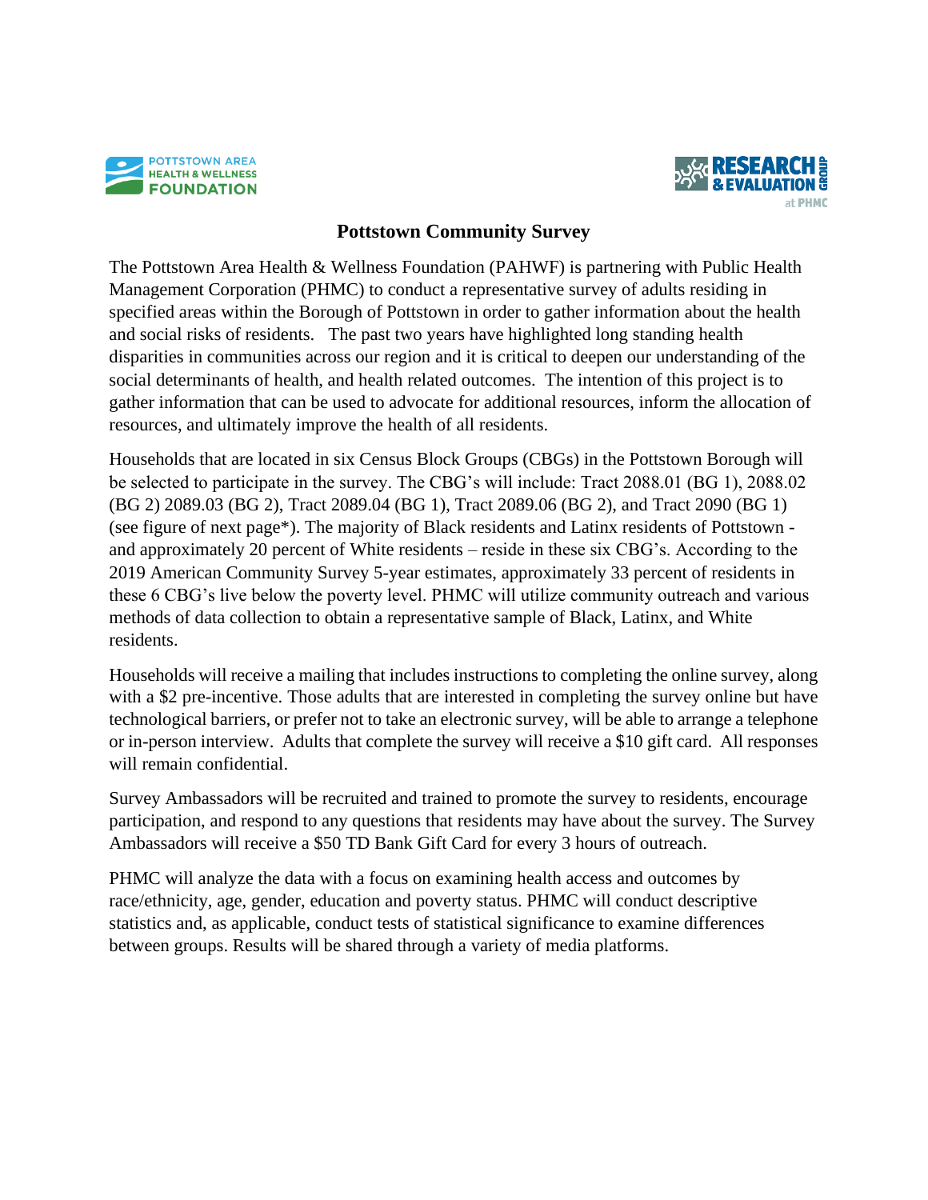# Pottstown Community Survey

The Pottstown Area Health & Wellness Foundation (PAHWF) is partnering with Public Health Management Corporation (PHMC) to conduct a representative survey of adults residing in specified areas within the Borough of Pottstown in order to gather information about the health and social risks of residents. The past two years have highlighted long standing health disparities in communities across our region and it is critical to deepen our understanding of the social determinants of health, and health related outcomes. The intention of this project is to gather information that can be used to advocate for additional resources, inform the allocation of resources, and ultimately improve the health of all residents.

Households that are located in six Census Block Groups (CBGs) in the Pottstown Borough will be selected to participate in the survey. The CBG's will include: Tract 2088.01 (BG 1), 2088.02 (BG 2) 2089.03 (BG 2), Tract 2089.04 (BG 1), Tract 2089.06 (BG 2), and Tract 2090 (BG 1) (see figure of next page*). The majority of Black residents and Latinx residents of Pottstown - and approximately 20 percent of White residents – reside in these six CBG's. According to the 2019 American Community Survey 5-year estimates, approximately 33 percent of residents in these 6 CBG's live below the poverty level. PHMC will utilize community outreach and various methods of data collection to obtain a representative sample of Black, Latinx, and White residents.

Households will receive a mailing that includes instructions to completing the online survey, along with a $2 pre-incentive. Those adults that are interested in completing the survey online but have technological barriers, or prefer not to take an electronic survey, will be able to arrange a telephone or in-person interview. Adults that complete the survey will receive a $10 gift card. All responses will remain confidential.

Survey Ambassadors will be recruited and trained to promote the survey to residents, encourage participation, and respond to any questions that residents may have about the survey. The Survey Ambassadors will receive a $50 TD Bank Gift Card for every 3 hours of outreach.

PHMC will analyze the data with a focus on examining health access and outcomes by race/ethnicity, age, gender, education and poverty status. PHMC will conduct descriptive statistics and, as applicable, conduct tests of statistical significance to examine differences between groups. Results will be shared through a variety of media platforms.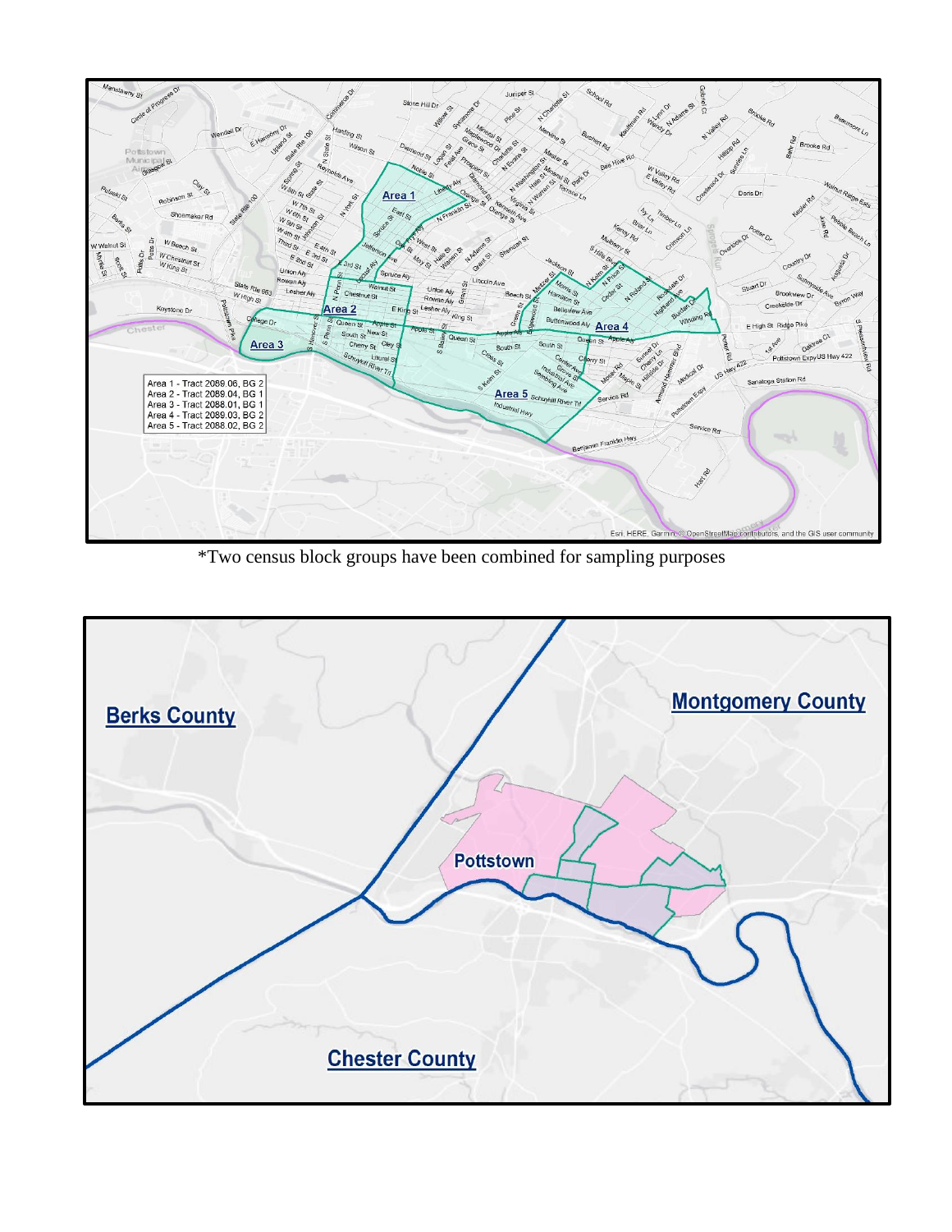Area 1 - Tract 2089.06, BG 2
Area 2 - Tract 2089.04, BG 1
Area 3 - Tract 2088.01, BG 1
Area 4 - Tract 2089.03, BG 2
Area 5 - Tract 2088.02, BG 2

*Two census block groups have been combined for sampling purposes

Berks County

Montgomery County

Pottstown

Chester County